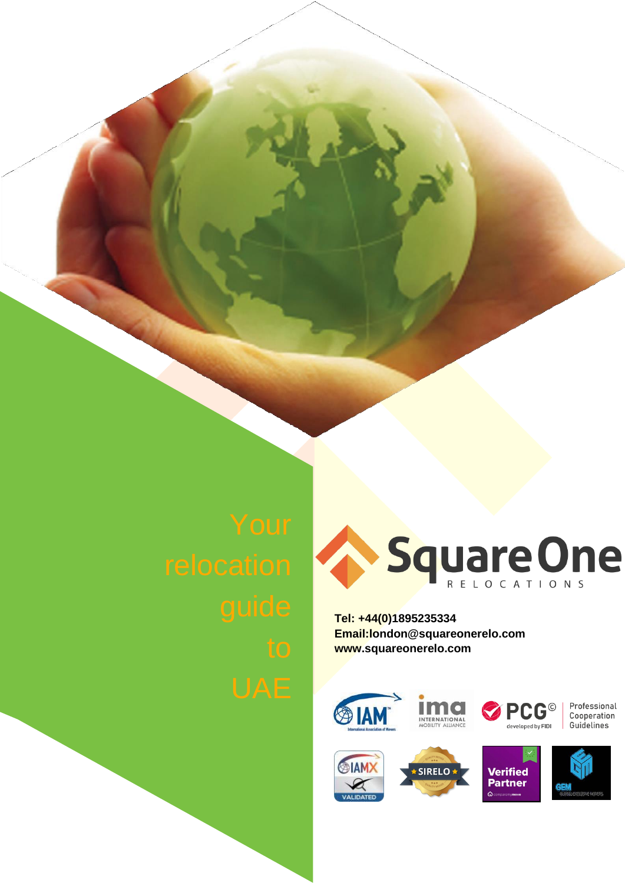# Your relocation guide to UAE

Square One
RELOCATIONS

**Tel: +44(0)1895235334**
**Email:london@squareonerelo.com**
**www.squareonerelo.com**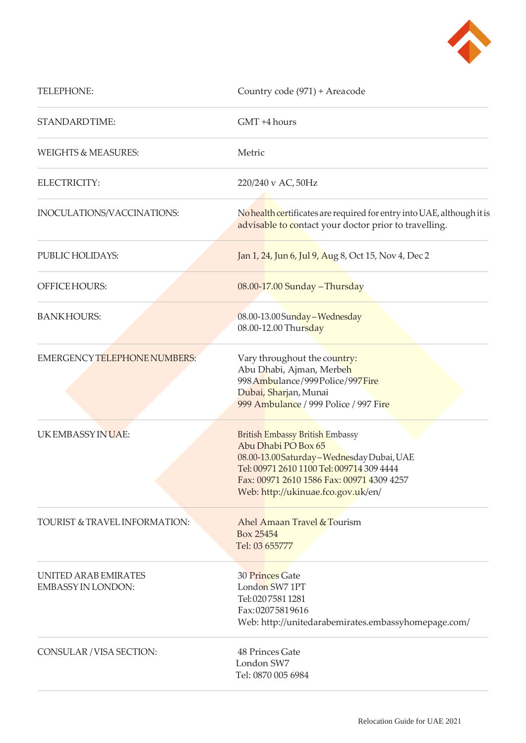| | |
|---|---|
| TELEPHONE: | Country code (971) + Areacode |
| STANDARDTIME: | GMT +4 hours |
| WEIGHTS & MEASURES: | Metric |
| ELECTRICITY: | 220/240 v AC, 50Hz |
| INOCULATIONS/VACCINATIONS: | No health certificates are required for entry into UAE, although it is advisable to contact your doctor prior to travelling. |
| PUBLIC HOLIDAYS: | Jan 1, 24, Jun 6, Jul 9, Aug 8, Oct 15, Nov 4, Dec 2 |
| OFFICEHOURS: | 08.00-17.00 Sunday – Thursday |
| BANKHOURS: | 08.00-13.00 Sunday – Wednesday<br>08.00-12.00 Thursday |
| EMERGENCY TELEPHONE NUMBERS: | Vary throughout the country:<br>Abu Dhabi, Ajman, Merbeh<br>998 Ambulance/999 Police/997 Fire<br>Dubai, Sharjan, Munai<br>999 Ambulance / 999 Police / 997 Fire |
| UKEMBASSY IN UAE: | British Embassy British Embassy<br>Abu Dhabi PO Box 65<br>08.00-13.00 Saturday – Wednesday Dubai, UAE<br>Tel: 00971 2610 1100 Tel: 009714 309 4444<br>Fax: 00971 2610 1586 Fax: 00971 4309 4257<br>Web: http://ukinuae.fco.gov.uk/en/ |
| TOURIST & TRAVEL INFORMATION: | Ahel Amaan Travel & Tourism<br>Box 25454<br>Tel: 03 655777 |
| UNITED ARAB EMIRATES EMBASSY IN LONDON: | 30 Princes Gate<br>London SW7 1PT<br>Tel: 020 7581 1281<br>Fax: 02075819616<br>Web: http://unitedarabemirates.embassyhomepage.com/ |
| CONSULAR / VISA SECTION: | 48 Princes Gate<br>London SW7<br>Tel: 0870 005 6984 |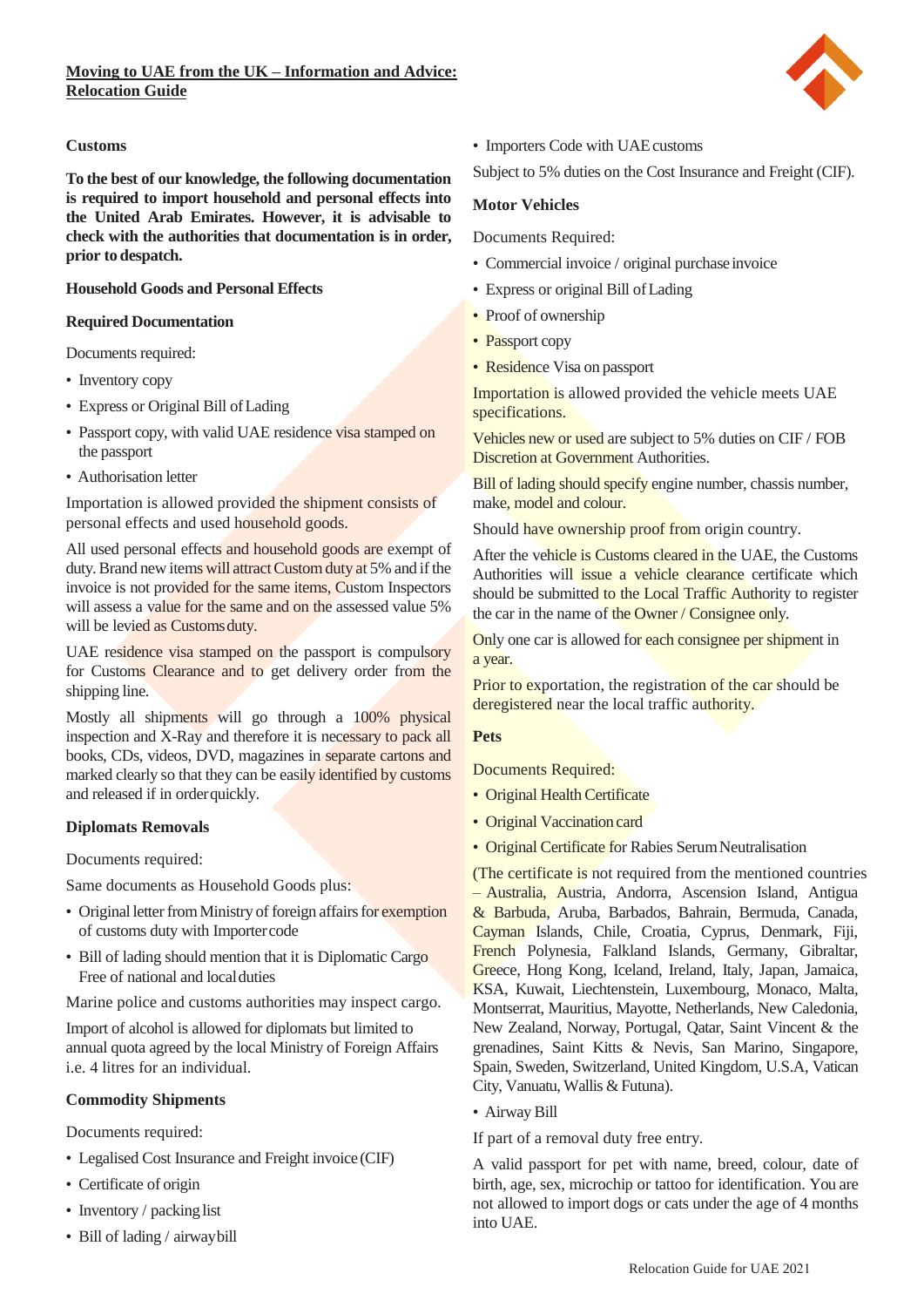## Customs

**To the best of our knowledge, the following documentation is required to import household and personal effects into the United Arab Emirates. However, it is advisable to check with the authorities that documentation is in order, prior to despatch.**

### Household Goods and Personal Effects

#### Required Documentation

Documents required:

- Inventory copy
- Express or Original Bill of Lading
- Passport copy, with valid UAE residence visa stamped on the passport
- Authorisation letter

Importation is allowed provided the shipment consists of personal effects and used household goods.

All used personal effects and household goods are exempt of duty. Brand new items will attract Custom duty at 5% and if the invoice is not provided for the same items, Custom Inspectors will assess a value for the same and on the assessed value 5% will be levied as Customs duty.

UAE residence visa stamped on the passport is compulsory for Customs Clearance and to get delivery order from the shipping line.

Mostly all shipments will go through a 100% physical inspection and X-Ray and therefore it is necessary to pack all books, CDs, videos, DVD, magazines in separate cartons and marked clearly so that they can be easily identified by customs and released if in order quickly.

### Diplomats Removals

Documents required:

Same documents as Household Goods plus:

- Original letter from Ministry of foreign affairs for exemption of customs duty with Importer code
- Bill of lading should mention that it is Diplomatic Cargo Free of national and local duties

Marine police and customs authorities may inspect cargo.

Import of alcohol is allowed for diplomats but limited to annual quota agreed by the local Ministry of Foreign Affairs i.e. 4 litres for an individual.

### Commodity Shipments

Documents required:

- Legalised Cost Insurance and Freight invoice (CIF)
- Certificate of origin
- Inventory / packing list
- Bill of lading / airwaybill
- Importers Code with UAE customs

Subject to 5% duties on the Cost Insurance and Freight (CIF).

### Motor Vehicles

Documents Required:

- Commercial invoice / original purchase invoice
- Express or original Bill of Lading
- Proof of ownership
- Passport copy
- Residence Visa on passport

Importation is allowed provided the vehicle meets UAE specifications.

Vehicles new or used are subject to 5% duties on CIF / FOB Discretion at Government Authorities.

Bill of lading should specify engine number, chassis number, make, model and colour.

Should have ownership proof from origin country.

After the vehicle is Customs cleared in the UAE, the Customs Authorities will issue a vehicle clearance certificate which should be submitted to the Local Traffic Authority to register the car in the name of the Owner / Consignee only.

Only one car is allowed for each consignee per shipment in a year.

Prior to exportation, the registration of the car should be deregistered near the local traffic authority.

### Pets

Documents Required:

- Original Health Certificate
- Original Vaccination card
- Original Certificate for Rabies Serum Neutralisation

(The certificate is not required from the mentioned countries – Australia, Austria, Andorra, Ascension Island, Antigua & Barbuda, Aruba, Barbados, Bahrain, Bermuda, Canada, Cayman Islands, Chile, Croatia, Cyprus, Denmark, Fiji, French Polynesia, Falkland Islands, Germany, Gibraltar, Greece, Hong Kong, Iceland, Ireland, Italy, Japan, Jamaica, KSA, Kuwait, Liechtenstein, Luxembourg, Monaco, Malta, Montserrat, Mauritius, Mayotte, Netherlands, New Caledonia, New Zealand, Norway, Portugal, Qatar, Saint Vincent & the grenadines, Saint Kitts & Nevis, San Marino, Singapore, Spain, Sweden, Switzerland, United Kingdom, U.S.A, Vatican City, Vanuatu, Wallis & Futuna).

- Airway Bill

If part of a removal duty free entry.

A valid passport for pet with name, breed, colour, date of birth, age, sex, microchip or tattoo for identification. You are not allowed to import dogs or cats under the age of 4 months into UAE.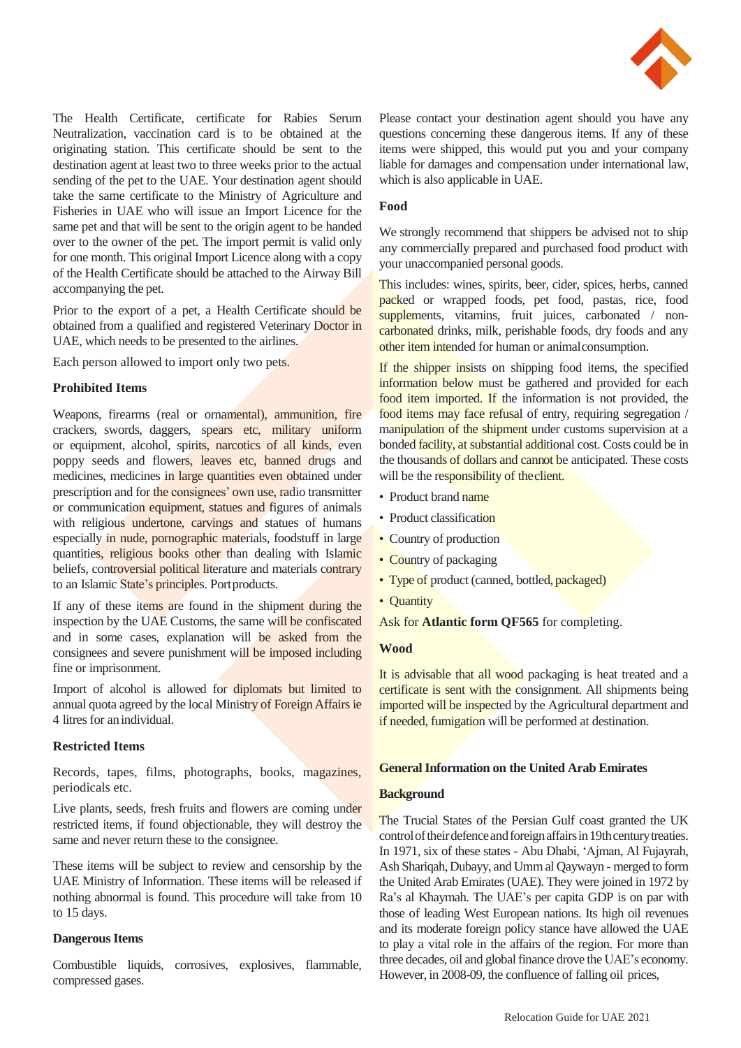The Health Certificate, certificate for Rabies Serum Neutralization, vaccination card is to be obtained at the originating station. This certificate should be sent to the destination agent at least two to three weeks prior to the actual sending of the pet to the UAE. Your destination agent should take the same certificate to the Ministry of Agriculture and Fisheries in UAE who will issue an Import Licence for the same pet and that will be sent to the origin agent to be handed over to the owner of the pet. The import permit is valid only for one month. This original Import Licence along with a copy of the Health Certificate should be attached to the Airway Bill accompanying the pet.

Prior to the export of a pet, a Health Certificate should be obtained from a qualified and registered Veterinary Doctor in UAE, which needs to be presented to the airlines.

Each person allowed to import only two pets.

**Prohibited Items**

Weapons, firearms (real or ornamental), ammunition, fire crackers, swords, daggers, spears etc, military uniform or equipment, alcohol, spirits, narcotics of all kinds, even poppy seeds and flowers, leaves etc, banned drugs and medicines, medicines in large quantities even obtained under prescription and for the consignees' own use, radio transmitter or communication equipment, statues and figures of animals with religious undertone, carvings and statues of humans especially in nude, pornographic materials, foodstuff in large quantities, religious books other than dealing with Islamic beliefs, controversial political literature and materials contrary to an Islamic State's principles. Port products.

If any of these items are found in the shipment during the inspection by the UAE Customs, the same will be confiscated and in some cases, explanation will be asked from the consignees and severe punishment will be imposed including fine or imprisonment.

Import of alcohol is allowed for diplomats but limited to annual quota agreed by the local Ministry of Foreign Affairs ie 4 litres for an individual.

**Restricted Items**

Records, tapes, films, photographs, books, magazines, periodicals etc.

Live plants, seeds, fresh fruits and flowers are coming under restricted items, if found objectionable, they will destroy the same and never return these to the consignee.

These items will be subject to review and censorship by the UAE Ministry of Information. These items will be released if nothing abnormal is found. This procedure will take from 10 to 15 days.

**Dangerous Items**

Combustible liquids, corrosives, explosives, flammable, compressed gases.

Please contact your destination agent should you have any questions concerning these dangerous items. If any of these items were shipped, this would put you and your company liable for damages and compensation under international law, which is also applicable in UAE.

**Food**

We strongly recommend that shippers be advised not to ship any commercially prepared and purchased food product with your unaccompanied personal goods.

This includes: wines, spirits, beer, cider, spices, herbs, canned packed or wrapped foods, pet food, pastas, rice, food supplements, vitamins, fruit juices, carbonated / non-carbonated drinks, milk, perishable foods, dry foods and any other item intended for human or animal consumption.

If the shipper insists on shipping food items, the specified information below must be gathered and provided for each food item imported. If the information is not provided, the food items may face refusal of entry, requiring segregation / manipulation of the shipment under customs supervision at a bonded facility, at substantial additional cost. Costs could be in the thousands of dollars and cannot be anticipated. These costs will be the responsibility of the client.

- Product brand name
- Product classification
- Country of production
- Country of packaging
- Type of product (canned, bottled, packaged)
- Quantity

Ask for **Atlantic form QF565** for completing.

**Wood**

It is advisable that all wood packaging is heat treated and a certificate is sent with the consignment. All shipments being imported will be inspected by the Agricultural department and if needed, fumigation will be performed at destination.

**General Information on the United Arab Emirates**

**Background**

The Trucial States of the Persian Gulf coast granted the UK control of their defence and foreign affairs in 19th century treaties. In 1971, six of these states - Abu Dhabi, 'Ajman, Al Fujayrah, Ash Shariqah, Dubayy, and Umm al Qaywayn - merged to form the United Arab Emirates (UAE). They were joined in 1972 by Ra's al Khaymah. The UAE's per capita GDP is on par with those of leading West European nations. Its high oil revenues and its moderate foreign policy stance have allowed the UAE to play a vital role in the affairs of the region. For more than three decades, oil and global finance drove the UAE's economy. However, in 2008-09, the confluence of falling oil prices,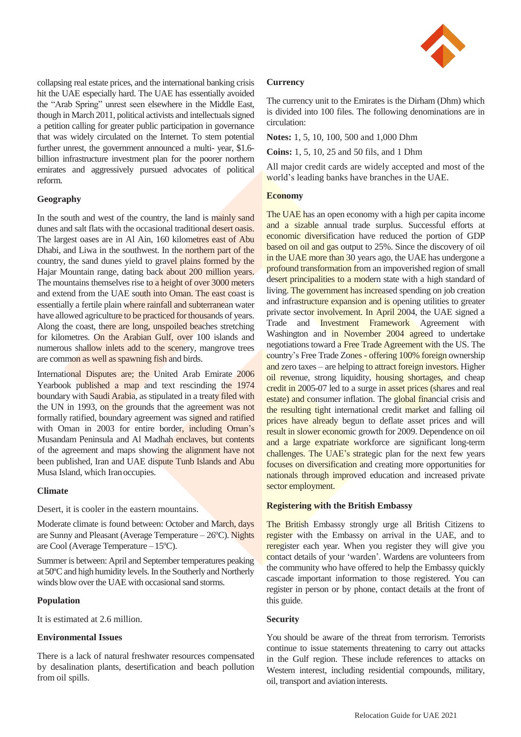collapsing real estate prices, and the international banking crisis hit the UAE especially hard. The UAE has essentially avoided the "Arab Spring" unrest seen elsewhere in the Middle East, though in March 2011, political activists and intellectuals signed a petition calling for greater public participation in governance that was widely circulated on the Internet. To stem potential further unrest, the government announced a multi- year, $1.6-billion infrastructure investment plan for the poorer northern emirates and aggressively pursued advocates of political reform.

### Geography

In the south and west of the country, the land is mainly sand dunes and salt flats with the occasional traditional desert oasis. The largest oases are in Al Ain, 160 kilometres east of Abu Dhabi, and Liwa in the southwest. In the northern part of the country, the sand dunes yield to gravel plains formed by the Hajar Mountain range, dating back about 200 million years. The mountains themselves rise to a height of over 3000 meters and extend from the UAE south into Oman. The east coast is essentially a fertile plain where rainfall and subterranean water have allowed agriculture to be practiced for thousands of years. Along the coast, there are long, unspoiled beaches stretching for kilometres. On the Arabian Gulf, over 100 islands and numerous shallow inlets add to the scenery, mangrove trees are common as well as spawning fish and birds.

International Disputes are; the United Arab Emirate 2006 Yearbook published a map and text rescinding the 1974 boundary with Saudi Arabia, as stipulated in a treaty filed with the UN in 1993, on the grounds that the agreement was not formally ratified, boundary agreement was signed and ratified with Oman in 2003 for entire border, including Oman's Musandam Peninsula and Al Madhah enclaves, but contents of the agreement and maps showing the alignment have not been published, Iran and UAE dispute Tunb Islands and Abu Musa Island, which Iran occupies.

### Climate

Desert, it is cooler in the eastern mountains.

Moderate climate is found between: October and March, days are Sunny and Pleasant (Average Temperature – 26ºC). Nights are Cool (Average Temperature – 15ºC).

Summer is between: April and September temperatures peaking at 50ºC and high humidity levels. In the Southerly and Northerly winds blow over the UAE with occasional sand storms.

### Population

It is estimated at 2.6 million.

### Environmental Issues

There is a lack of natural freshwater resources compensated by desalination plants, desertification and beach pollution from oil spills.

### Currency

The currency unit to the Emirates is the Dirham (Dhm) which is divided into 100 files. The following denominations are in circulation:

**Notes:** 1, 5, 10, 100, 500 and 1,000 Dhm

**Coins:** 1, 5, 10, 25 and 50 fils, and 1 Dhm

All major credit cards are widely accepted and most of the world's leading banks have branches in the UAE.

### Economy

The UAE has an open economy with a high per capita income and a sizable annual trade surplus. Successful efforts at economic diversification have reduced the portion of GDP based on oil and gas output to 25%. Since the discovery of oil in the UAE more than 30 years ago, the UAE has undergone a profound transformation from an impoverished region of small desert principalities to a modern state with a high standard of living. The government has increased spending on job creation and infrastructure expansion and is opening utilities to greater private sector involvement. In April 2004, the UAE signed a Trade and Investment Framework Agreement with Washington and in November 2004 agreed to undertake negotiations toward a Free Trade Agreement with the US. The country's Free Trade Zones - offering 100% foreign ownership and zero taxes – are helping to attract foreign investors. Higher oil revenue, strong liquidity, housing shortages, and cheap credit in 2005-07 led to a surge in asset prices (shares and real estate) and consumer inflation. The global financial crisis and the resulting tight international credit market and falling oil prices have already begun to deflate asset prices and will result in slower economic growth for 2009. Dependence on oil and a large expatriate workforce are significant long-term challenges. The UAE's strategic plan for the next few years focuses on diversification and creating more opportunities for nationals through improved education and increased private sector employment.

### Registering with the British Embassy

The British Embassy strongly urge all British Citizens to register with the Embassy on arrival in the UAE, and to reregister each year. When you register they will give you contact details of your 'warden'. Wardens are volunteers from the community who have offered to help the Embassy quickly cascade important information to those registered. You can register in person or by phone, contact details at the front of this guide.

### Security

You should be aware of the threat from terrorism. Terrorists continue to issue statements threatening to carry out attacks in the Gulf region. These include references to attacks on Western interest, including residential compounds, military, oil, transport and aviation interests.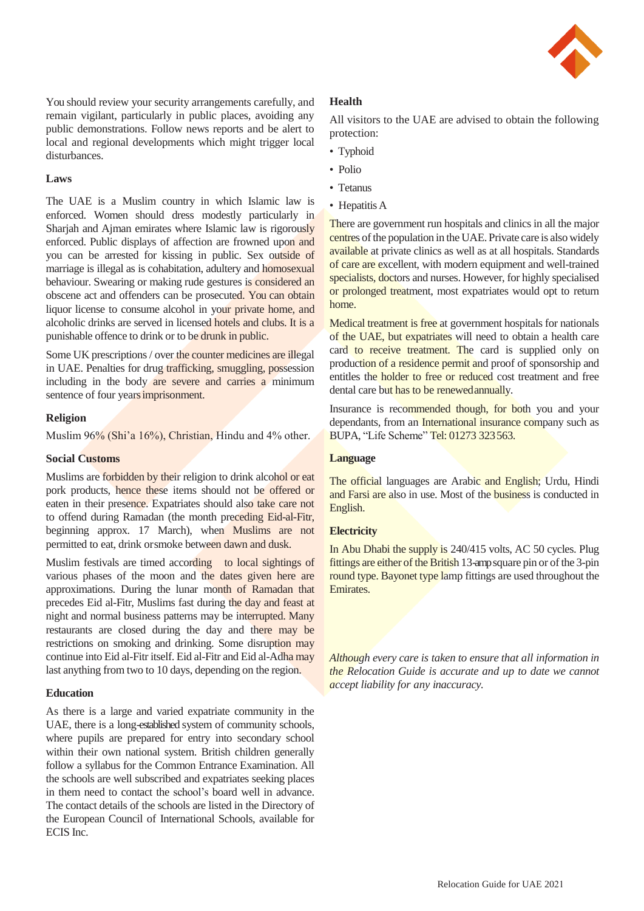You should review your security arrangements carefully, and remain vigilant, particularly in public places, avoiding any public demonstrations. Follow news reports and be alert to local and regional developments which might trigger local disturbances.

### Laws

The UAE is a Muslim country in which Islamic law is enforced. Women should dress modestly particularly in Sharjah and Ajman emirates where Islamic law is rigorously enforced. Public displays of affection are frowned upon and you can be arrested for kissing in public. Sex outside of marriage is illegal as is cohabitation, adultery and homosexual behaviour. Swearing or making rude gestures is considered an obscene act and offenders can be prosecuted. You can obtain liquor license to consume alcohol in your private home, and alcoholic drinks are served in licensed hotels and clubs. It is a punishable offence to drink or to be drunk in public.

Some UK prescriptions / over the counter medicines are illegal in UAE. Penalties for drug trafficking, smuggling, possession including in the body are severe and carries a minimum sentence of four years imprisonment.

### Religion

Muslim 96% (Shi'a 16%), Christian, Hindu and 4% other.

### Social Customs

Muslims are forbidden by their religion to drink alcohol or eat pork products, hence these items should not be offered or eaten in their presence. Expatriates should also take care not to offend during Ramadan (the month preceding Eid-al-Fitr, beginning approx. 17 March), when Muslims are not permitted to eat, drink or smoke between dawn and dusk.

Muslim festivals are timed according to local sightings of various phases of the moon and the dates given here are approximations. During the lunar month of Ramadan that precedes Eid al-Fitr, Muslims fast during the day and feast at night and normal business patterns may be interrupted. Many restaurants are closed during the day and there may be restrictions on smoking and drinking. Some disruption may continue into Eid al-Fitr itself. Eid al-Fitr and Eid al-Adha may last anything from two to 10 days, depending on the region.

### Education

As there is a large and varied expatriate community in the UAE, there is a long-established system of community schools, where pupils are prepared for entry into secondary school within their own national system. British children generally follow a syllabus for the Common Entrance Examination. All the schools are well subscribed and expatriates seeking places in them need to contact the school's board well in advance. The contact details of the schools are listed in the Directory of the European Council of International Schools, available for ECIS Inc.

### Health

All visitors to the UAE are advised to obtain the following protection:

- Typhoid
- Polio
- Tetanus
- Hepatitis A

There are government run hospitals and clinics in all the major centres of the population in the UAE. Private care is also widely available at private clinics as well as at all hospitals. Standards of care are excellent, with modern equipment and well-trained specialists, doctors and nurses. However, for highly specialised or prolonged treatment, most expatriates would opt to return home.

Medical treatment is free at government hospitals for nationals of the UAE, but expatriates will need to obtain a health care card to receive treatment. The card is supplied only on production of a residence permit and proof of sponsorship and entitles the holder to free or reduced cost treatment and free dental care but has to be renewed annually.

Insurance is recommended though, for both you and your dependants, from an International insurance company such as BUPA, "Life Scheme" Tel: 01273 323 563.

### Language

The official languages are Arabic and English; Urdu, Hindi and Farsi are also in use. Most of the business is conducted in English.

### Electricity

In Abu Dhabi the supply is 240/415 volts, AC 50 cycles. Plug fittings are either of the British 13-amp square pin or of the 3-pin round type. Bayonet type lamp fittings are used throughout the Emirates.

*Although every care is taken to ensure that all information in the Relocation Guide is accurate and up to date we cannot accept liability for any inaccuracy.*